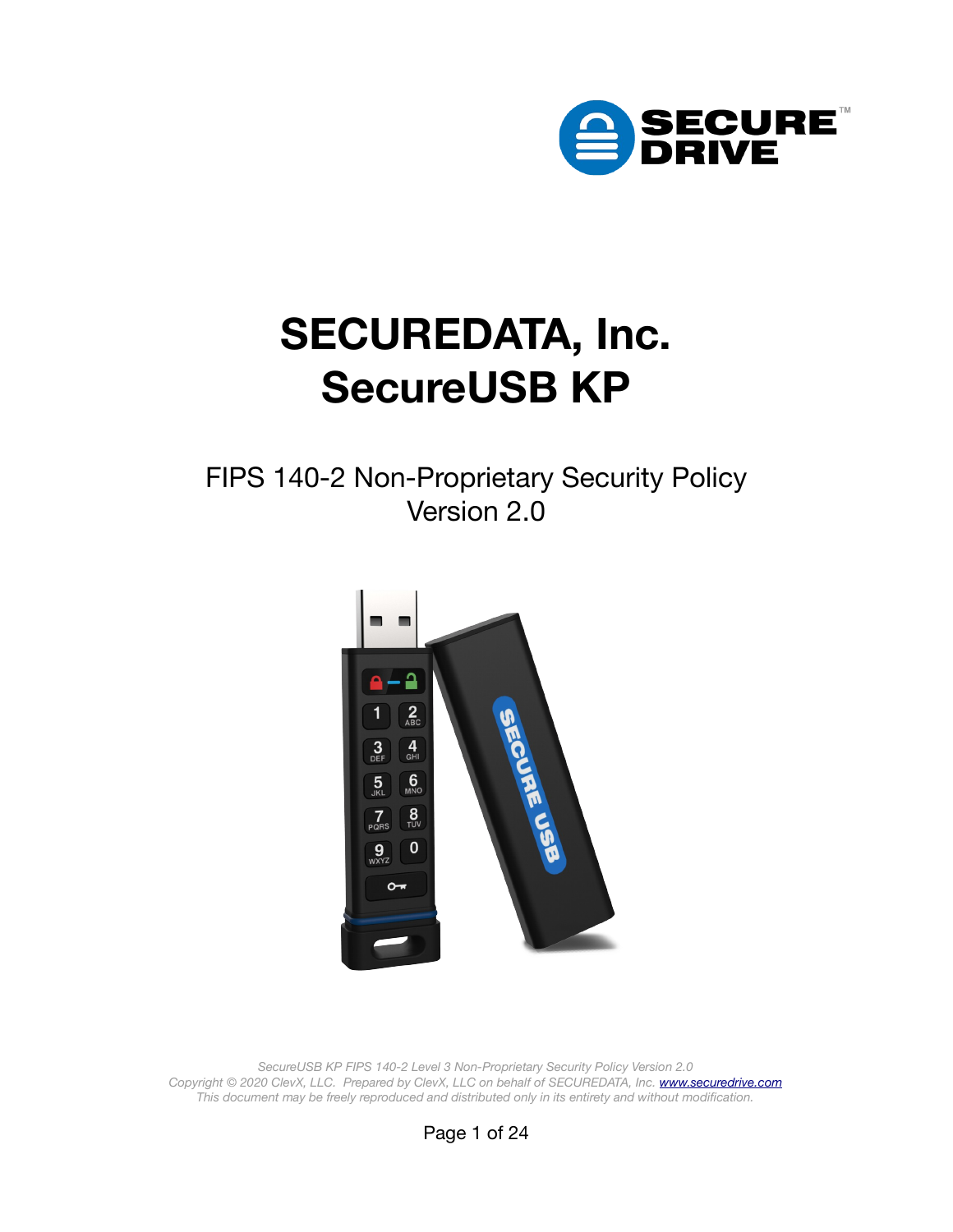# SECUREDATA, Inc.
# SecureUSB KP

FIPS 140-2 Non-Proprietary Security Policy
Version 2.0

*SecureUSB KP FIPS 140-2 Level 3 Non-Proprietary Security Policy Version 2.0*
*Copyright © 2020 ClevX, LLC. Prepared by ClevX, LLC on behalf of SECUREDATA, Inc. www.securedrive.com*
*This document may be freely reproduced and distributed only in its entirety and without modification.*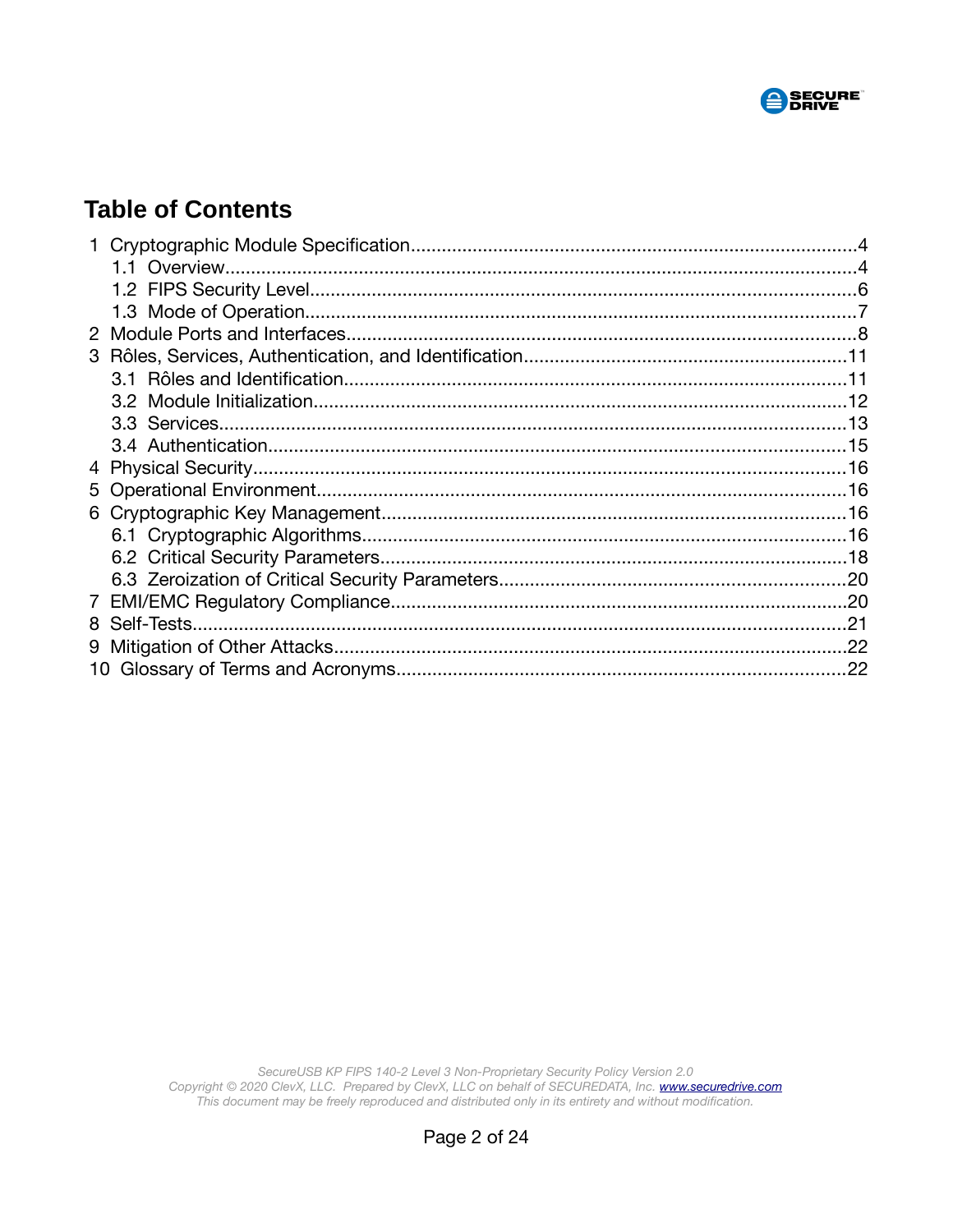## Table of Contents

1 Cryptographic Module Specification....4
  1.1 Overview....4
  1.2 FIPS Security Level....6
  1.3 Mode of Operation....7
2 Module Ports and Interfaces....8
3 Rôles, Services, Authentication, and Identification....11
  3.1 Rôles and Identification....11
  3.2 Module Initialization....12
  3.3 Services....13
  3.4 Authentication....15
4 Physical Security....16
5 Operational Environment....16
6 Cryptographic Key Management....16
  6.1 Cryptographic Algorithms....16
  6.2 Critical Security Parameters....18
  6.3 Zeroization of Critical Security Parameters....20
7 EMI/EMC Regulatory Compliance....20
8 Self-Tests....21
9 Mitigation of Other Attacks....22
10 Glossary of Terms and Acronyms....22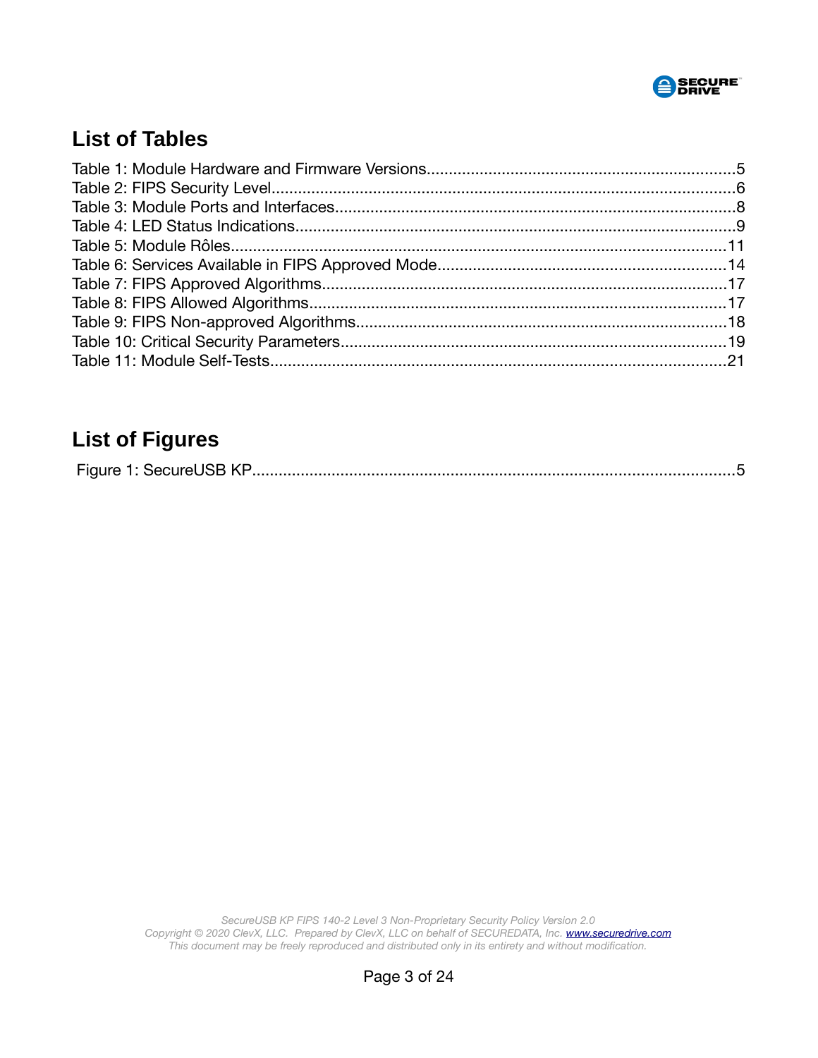## List of Tables

Table 1: Module Hardware and Firmware Versions.....................................................................5
Table 2: FIPS Security Level.......................................................................................................6
Table 3: Module Ports and Interfaces.........................................................................................8
Table 4: LED Status Indications..................................................................................................9
Table 5: Module Rôles...............................................................................................................11
Table 6: Services Available in FIPS Approved Mode................................................................14
Table 7: FIPS Approved Algorithms...........................................................................................17
Table 8: FIPS Allowed Algorithms.............................................................................................17
Table 9: FIPS Non-approved Algorithms...................................................................................18
Table 10: Critical Security Parameters.......................................................................................19
Table 11: Module Self-Tests.......................................................................................................21

## List of Figures

Figure 1: SecureUSB KP...........................................................................................................5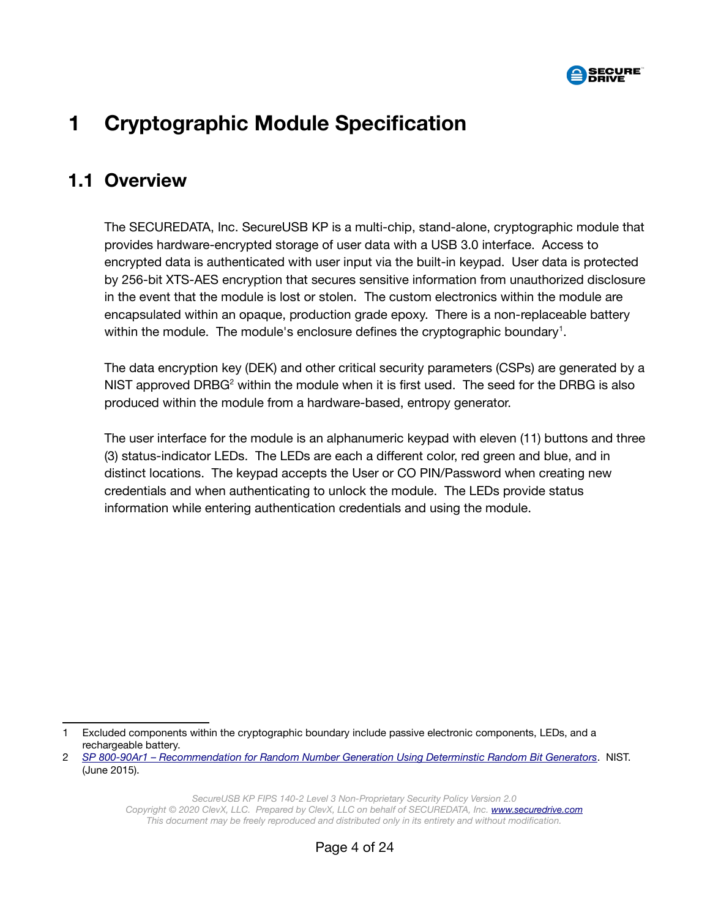# 1 Cryptographic Module Specification

## 1.1 Overview

The SECUREDATA, Inc. SecureUSB KP is a multi-chip, stand-alone, cryptographic module that provides hardware-encrypted storage of user data with a USB 3.0 interface. Access to encrypted data is authenticated with user input via the built-in keypad. User data is protected by 256-bit XTS-AES encryption that secures sensitive information from unauthorized disclosure in the event that the module is lost or stolen. The custom electronics within the module are encapsulated within an opaque, production grade epoxy. There is a non-replaceable battery within the module. The module's enclosure defines the cryptographic boundary[1].

The data encryption key (DEK) and other critical security parameters (CSPs) are generated by a NIST approved DRBG[2] within the module when it is first used. The seed for the DRBG is also produced within the module from a hardware-based, entropy generator.

The user interface for the module is an alphanumeric keypad with eleven (11) buttons and three (3) status-indicator LEDs. The LEDs are each a different color, red green and blue, and in distinct locations. The keypad accepts the User or CO PIN/Password when creating new credentials and when authenticating to unlock the module. The LEDs provide status information while entering authentication credentials and using the module.

---

1 Excluded components within the cryptographic boundary include passive electronic components, LEDs, and a rechargeable battery.

2 *SP 800-90Ar1 – Recommendation for Random Number Generation Using Determinstic Random Bit Generators*. NIST. (June 2015).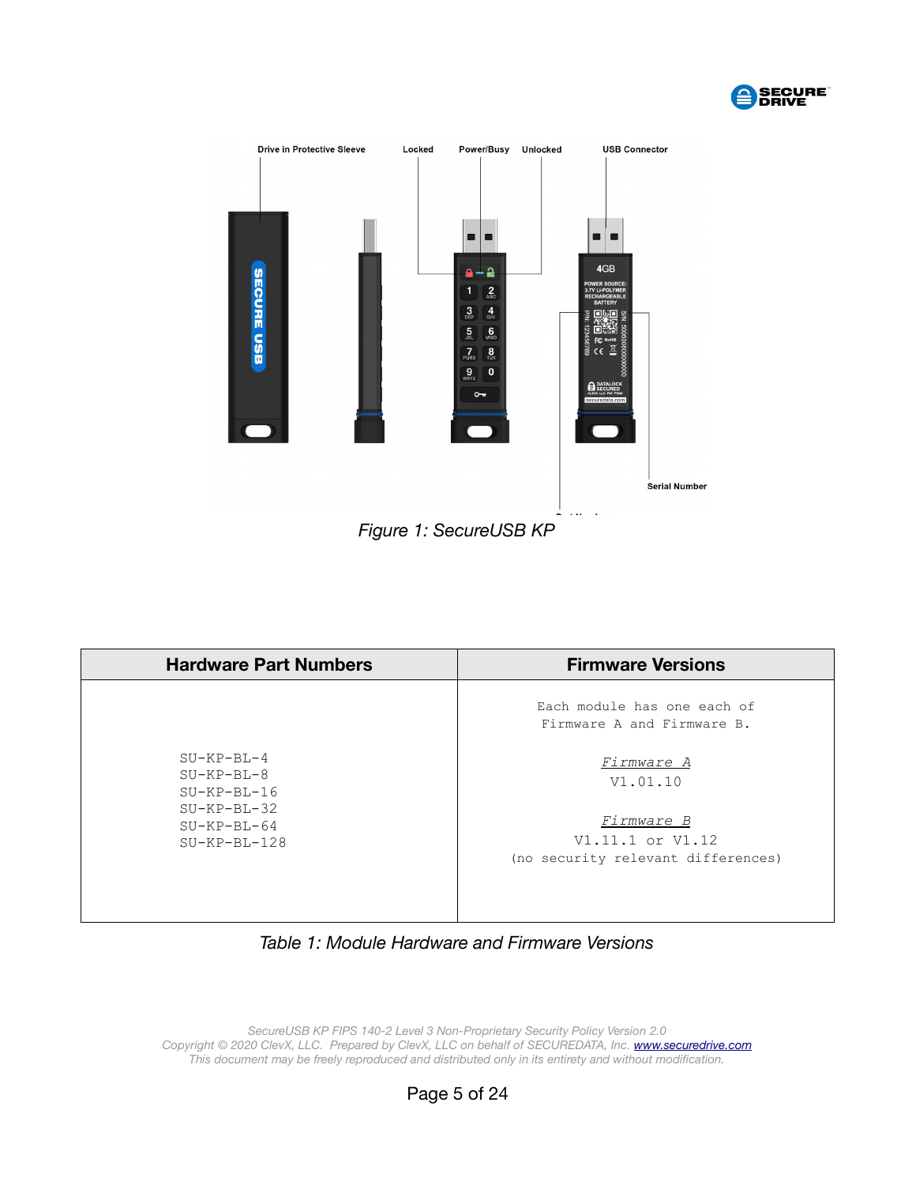Drive in Protective Sleeve

Locked

Power/Busy

Unlocked

USB Connector

Serial Number

Part Number

*Figure 1: SecureUSB KP*

| Hardware Part Numbers | Firmware Versions |
|---|---|
| SU-KP-BL-4<br>SU-KP-BL-8<br>SU-KP-BL-16<br>SU-KP-BL-32<br>SU-KP-BL-64<br>SU-KP-BL-128 | Each module has one each of Firmware A and Firmware B.<br><br>*Firmware A*<br>V1.01.10<br><br>*Firmware B*<br>V1.11.1 or V1.12<br>(no security relevant differences) |

*Table 1: Module Hardware and Firmware Versions*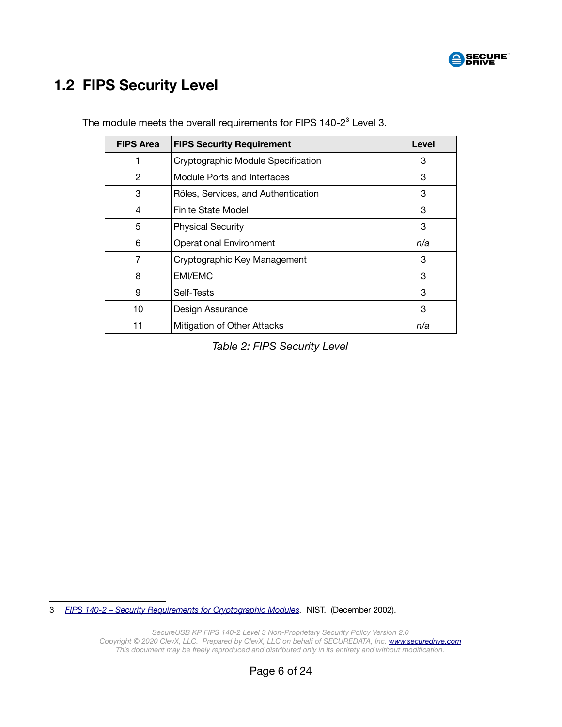## 1.2 FIPS Security Level

The module meets the overall requirements for FIPS 140-2[3] Level 3.

| FIPS Area | FIPS Security Requirement | Level |
|---|---|---|
| 1 | Cryptographic Module Specification | 3 |
| 2 | Module Ports and Interfaces | 3 |
| 3 | Rôles, Services, and Authentication | 3 |
| 4 | Finite State Model | 3 |
| 5 | Physical Security | 3 |
| 6 | Operational Environment | *n/a* |
| 7 | Cryptographic Key Management | 3 |
| 8 | EMI/EMC | 3 |
| 9 | Self-Tests | 3 |
| 10 | Design Assurance | 3 |
| 11 | Mitigation of Other Attacks | *n/a* |

*Table 2: FIPS Security Level*

3 *FIPS 140-2 – Security Requirements for Cryptographic Modules*. NIST. (December 2002).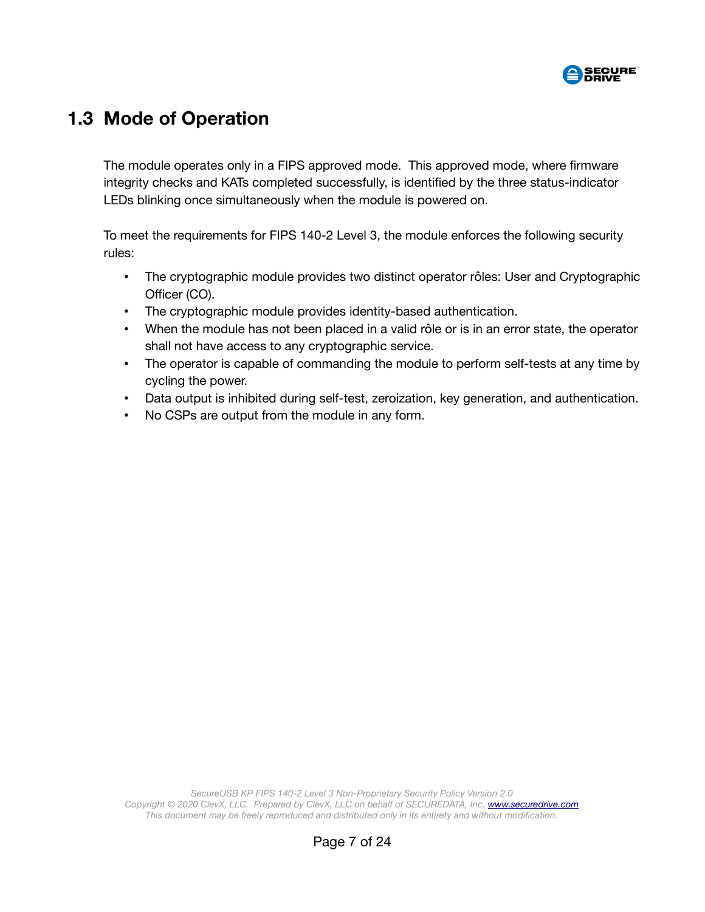## 1.3 Mode of Operation

The module operates only in a FIPS approved mode. This approved mode, where firmware integrity checks and KATs completed successfully, is identified by the three status-indicator LEDs blinking once simultaneously when the module is powered on.

To meet the requirements for FIPS 140-2 Level 3, the module enforces the following security rules:

- The cryptographic module provides two distinct operator rôles: User and Cryptographic Officer (CO).
- The cryptographic module provides identity-based authentication.
- When the module has not been placed in a valid rôle or is in an error state, the operator shall not have access to any cryptographic service.
- The operator is capable of commanding the module to perform self-tests at any time by cycling the power.
- Data output is inhibited during self-test, zeroization, key generation, and authentication.
- No CSPs are output from the module in any form.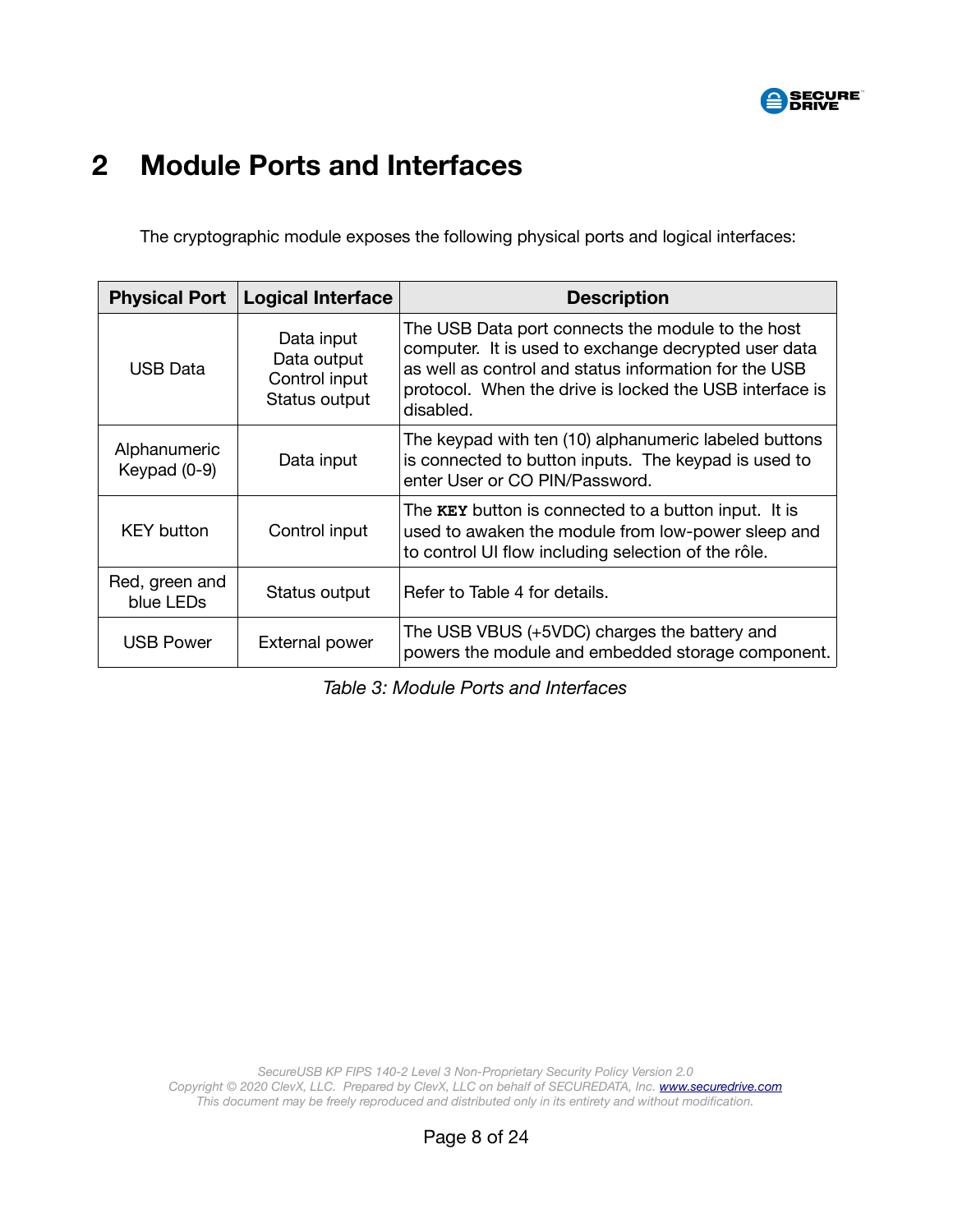# 2 Module Ports and Interfaces

The cryptographic module exposes the following physical ports and logical interfaces:

| Physical Port | Logical Interface | Description |
|---|---|---|
| USB Data | Data input<br>Data output<br>Control input<br>Status output | The USB Data port connects the module to the host computer. It is used to exchange decrypted user data as well as control and status information for the USB protocol. When the drive is locked the USB interface is disabled. |
| Alphanumeric Keypad (0-9) | Data input | The keypad with ten (10) alphanumeric labeled buttons is connected to button inputs. The keypad is used to enter User or CO PIN/Password. |
| KEY button | Control input | The **KEY** button is connected to a button input. It is used to awaken the module from low-power sleep and to control UI flow including selection of the rôle. |
| Red, green and blue LEDs | Status output | Refer to Table 4 for details. |
| USB Power | External power | The USB VBUS (+5VDC) charges the battery and powers the module and embedded storage component. |

*Table 3: Module Ports and Interfaces*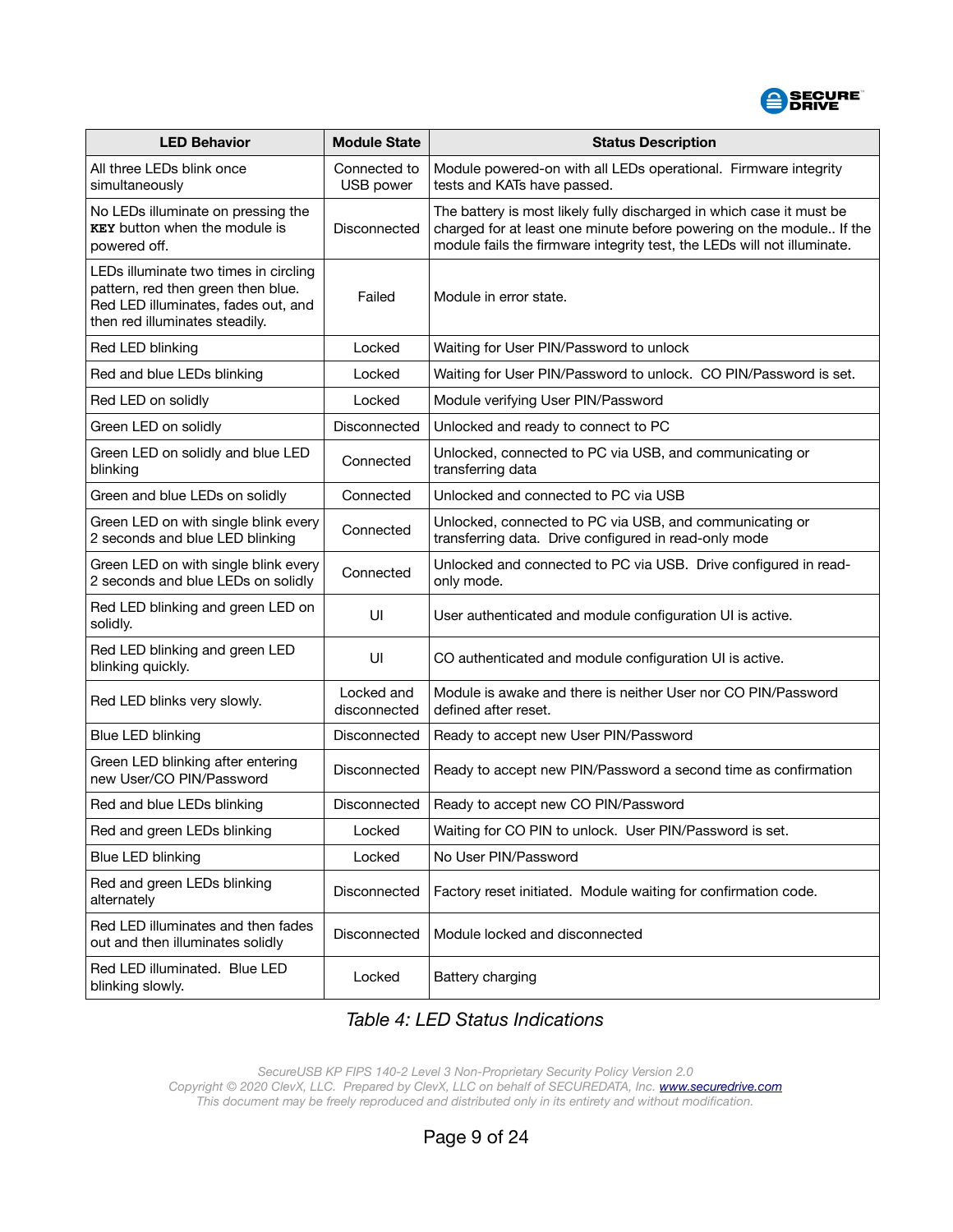| LED Behavior | Module State | Status Description |
|---|---|---|
| All three LEDs blink once simultaneously | Connected to USB power | Module powered-on with all LEDs operational. Firmware integrity tests and KATs have passed. |
| No LEDs illuminate on pressing the **KEY** button when the module is powered off. | Disconnected | The battery is most likely fully discharged in which case it must be charged for at least one minute before powering on the module.. If the module fails the firmware integrity test, the LEDs will not illuminate. |
| LEDs illuminate two times in circling pattern, red then green then blue. Red LED illuminates, fades out, and then red illuminates steadily. | Failed | Module in error state. |
| Red LED blinking | Locked | Waiting for User PIN/Password to unlock |
| Red and blue LEDs blinking | Locked | Waiting for User PIN/Password to unlock. CO PIN/Password is set. |
| Red LED on solidly | Locked | Module verifying User PIN/Password |
| Green LED on solidly | Disconnected | Unlocked and ready to connect to PC |
| Green LED on solidly and blue LED blinking | Connected | Unlocked, connected to PC via USB, and communicating or transferring data |
| Green and blue LEDs on solidly | Connected | Unlocked and connected to PC via USB |
| Green LED on with single blink every 2 seconds and blue LED blinking | Connected | Unlocked, connected to PC via USB, and communicating or transferring data. Drive configured in read-only mode |
| Green LED on with single blink every 2 seconds and blue LEDs on solidly | Connected | Unlocked and connected to PC via USB. Drive configured in read-only mode. |
| Red LED blinking and green LED on solidly. | UI | User authenticated and module configuration UI is active. |
| Red LED blinking and green LED blinking quickly. | UI | CO authenticated and module configuration UI is active. |
| Red LED blinks very slowly. | Locked and disconnected | Module is awake and there is neither User nor CO PIN/Password defined after reset. |
| Blue LED blinking | Disconnected | Ready to accept new User PIN/Password |
| Green LED blinking after entering new User/CO PIN/Password | Disconnected | Ready to accept new PIN/Password a second time as confirmation |
| Red and blue LEDs blinking | Disconnected | Ready to accept new CO PIN/Password |
| Red and green LEDs blinking | Locked | Waiting for CO PIN to unlock. User PIN/Password is set. |
| Blue LED blinking | Locked | No User PIN/Password |
| Red and green LEDs blinking alternately | Disconnected | Factory reset initiated. Module waiting for confirmation code. |
| Red LED illuminates and then fades out and then illuminates solidly | Disconnected | Module locked and disconnected |
| Red LED illuminated. Blue LED blinking slowly. | Locked | Battery charging |

*Table 4: LED Status Indications*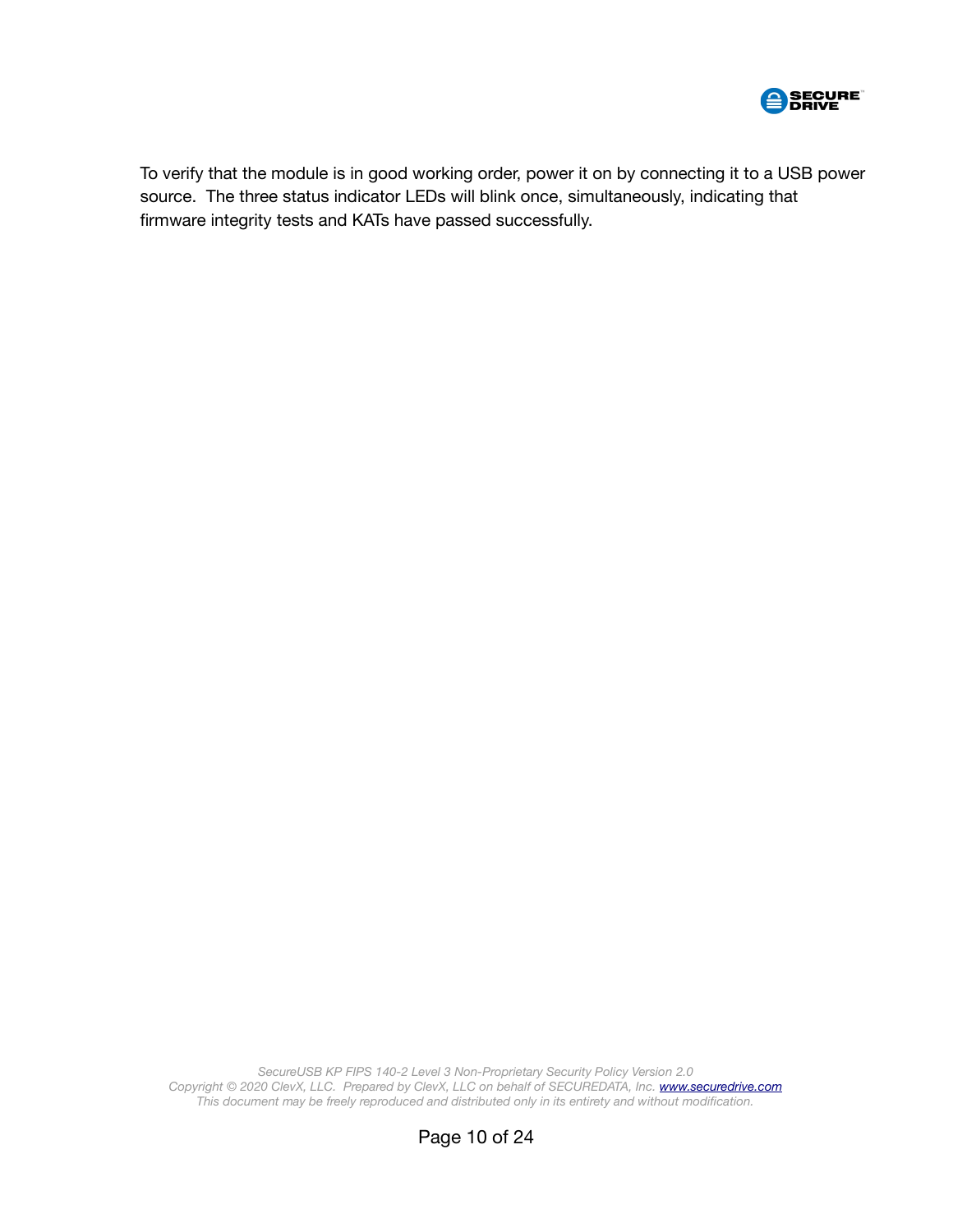To verify that the module is in good working order, power it on by connecting it to a USB power source.  The three status indicator LEDs will blink once, simultaneously, indicating that firmware integrity tests and KATs have passed successfully.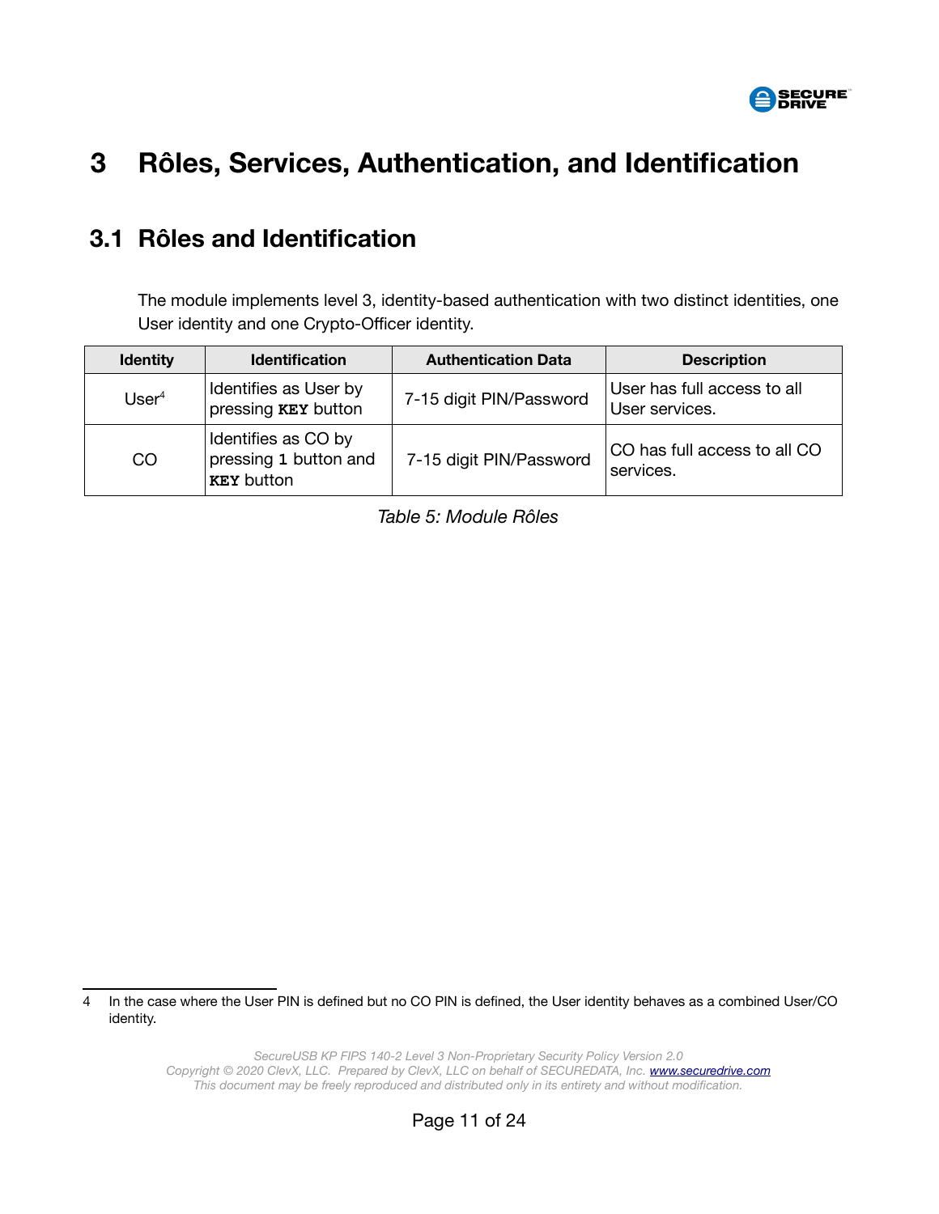# 3 Rôles, Services, Authentication, and Identification

## 3.1 Rôles and Identification

The module implements level 3, identity-based authentication with two distinct identities, one User identity and one Crypto-Officer identity.

| Identity | Identification | Authentication Data | Description |
|---|---|---|---|
| User[4] | Identifies as User by pressing **`KEY`** button | 7-15 digit PIN/Password | User has full access to all User services. |
| CO | Identifies as CO by pressing **`1`** button and **`KEY`** button | 7-15 digit PIN/Password | CO has full access to all CO services. |

*Table 5: Module Rôles*

4 In the case where the User PIN is defined but no CO PIN is defined, the User identity behaves as a combined User/CO identity.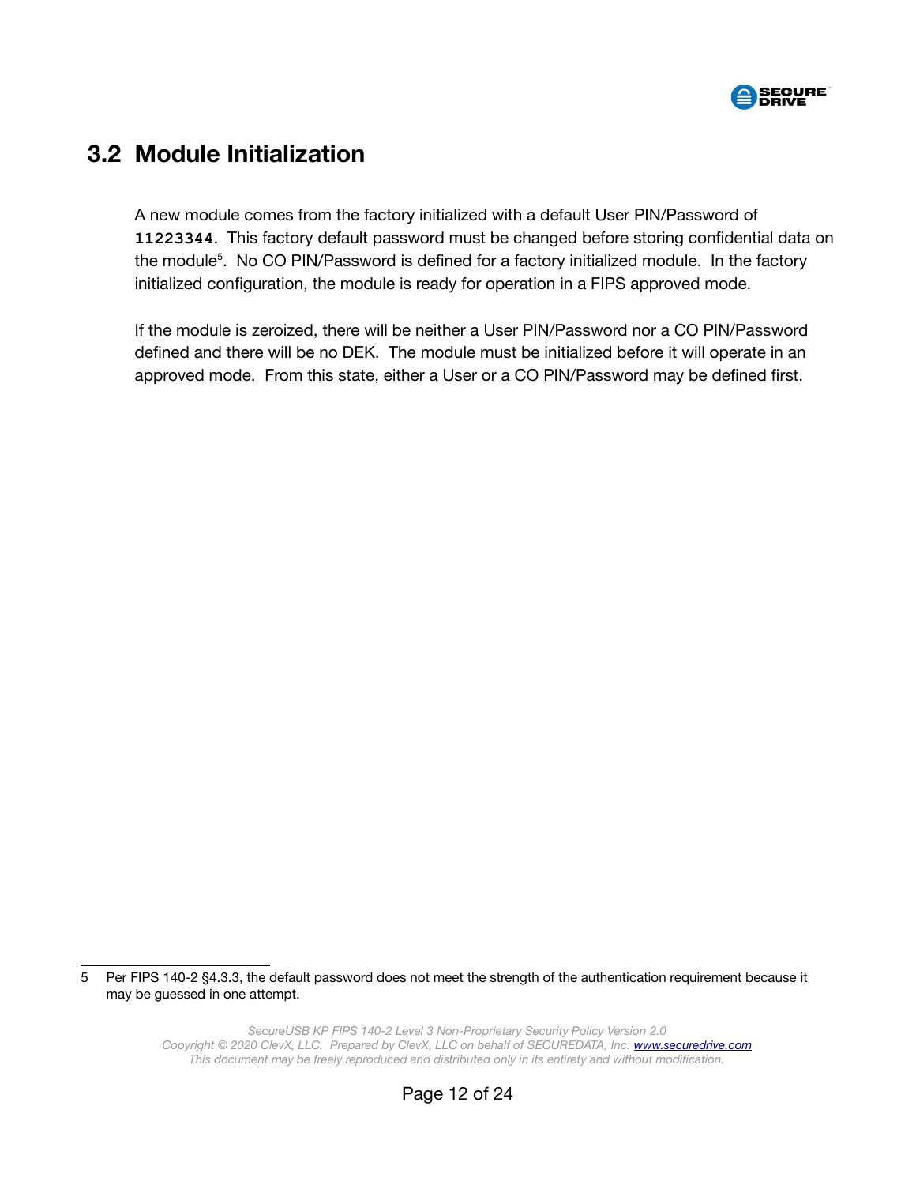## 3.2 Module Initialization

A new module comes from the factory initialized with a default User PIN/Password of **11223344**. This factory default password must be changed before storing confidential data on the module[5]. No CO PIN/Password is defined for a factory initialized module. In the factory initialized configuration, the module is ready for operation in a FIPS approved mode.

If the module is zeroized, there will be neither a User PIN/Password nor a CO PIN/Password defined and there will be no DEK. The module must be initialized before it will operate in an approved mode. From this state, either a User or a CO PIN/Password may be defined first.

---

5 Per FIPS 140-2 §4.3.3, the default password does not meet the strength of the authentication requirement because it may be guessed in one attempt.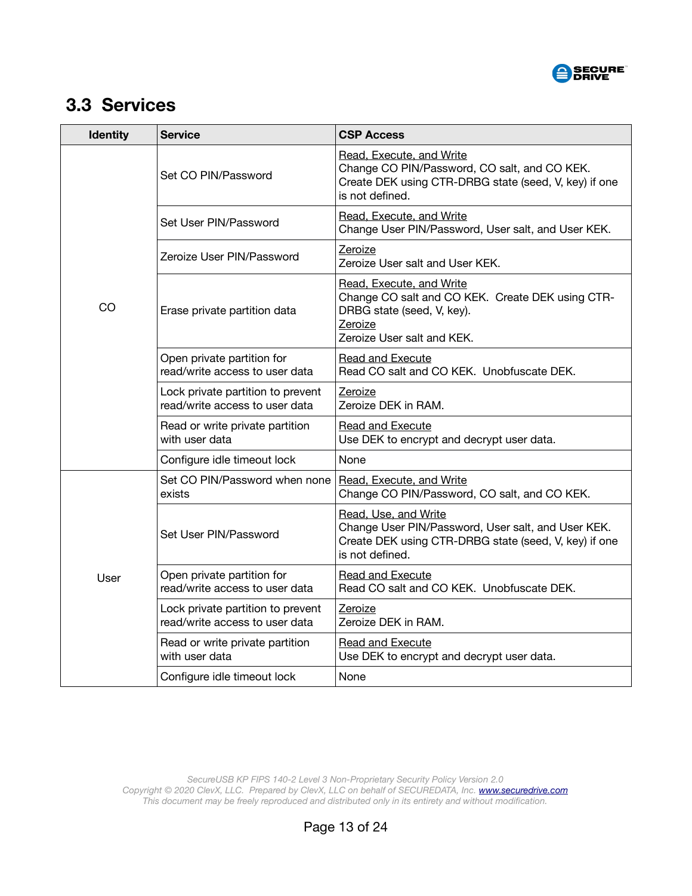## 3.3 Services

| Identity | Service | CSP Access |
|---|---|---|
| CO | Set CO PIN/Password | Read, Execute, and Write<br>Change CO PIN/Password, CO salt, and CO KEK. Create DEK using CTR-DRBG state (seed, V, key) if one is not defined. |
| | Set User PIN/Password | Read, Execute, and Write<br>Change User PIN/Password, User salt, and User KEK. |
| | Zeroize User PIN/Password | Zeroize<br>Zeroize User salt and User KEK. |
| | Erase private partition data | Read, Execute, and Write<br>Change CO salt and CO KEK. Create DEK using CTR-DRBG state (seed, V, key).<br>Zeroize<br>Zeroize User salt and KEK. |
| | Open private partition for read/write access to user data | Read and Execute<br>Read CO salt and CO KEK. Unobfuscate DEK. |
| | Lock private partition to prevent read/write access to user data | Zeroize<br>Zeroize DEK in RAM. |
| | Read or write private partition with user data | Read and Execute<br>Use DEK to encrypt and decrypt user data. |
| | Configure idle timeout lock | None |
| User | Set CO PIN/Password when none exists | Read, Execute, and Write<br>Change CO PIN/Password, CO salt, and CO KEK. |
| | Set User PIN/Password | Read, Use, and Write<br>Change User PIN/Password, User salt, and User KEK. Create DEK using CTR-DRBG state (seed, V, key) if one is not defined. |
| | Open private partition for read/write access to user data | Read and Execute<br>Read CO salt and CO KEK. Unobfuscate DEK. |
| | Lock private partition to prevent read/write access to user data | Zeroize<br>Zeroize DEK in RAM. |
| | Read or write private partition with user data | Read and Execute<br>Use DEK to encrypt and decrypt user data. |
| | Configure idle timeout lock | None |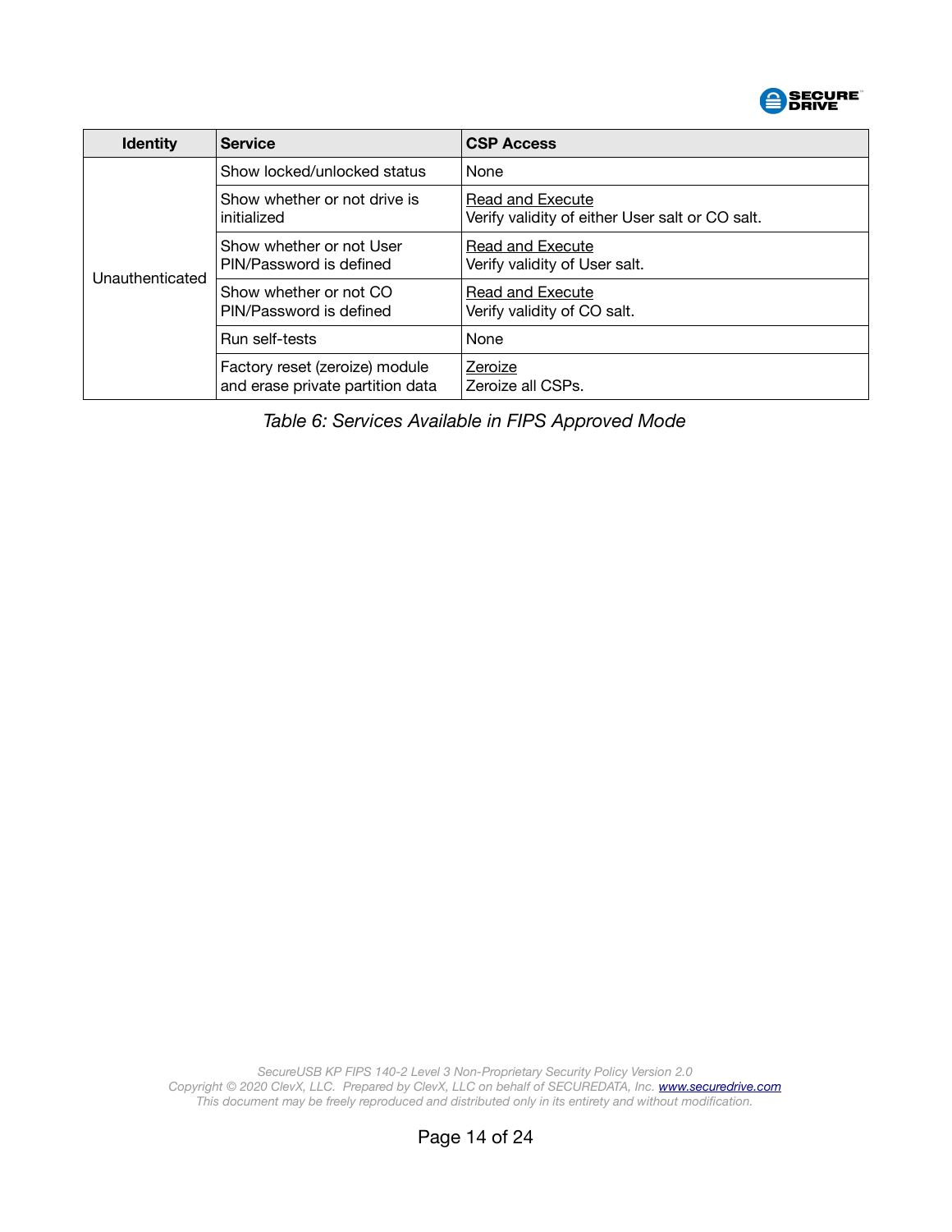| Identity | Service | CSP Access |
|---|---|---|
| Unauthenticated | Show locked/unlocked status | None |
| | Show whether or not drive is initialized | Read and Execute<br>Verify validity of either User salt or CO salt. |
| | Show whether or not User PIN/Password is defined | Read and Execute<br>Verify validity of User salt. |
| | Show whether or not CO PIN/Password is defined | Read and Execute<br>Verify validity of CO salt. |
| | Run self-tests | None |
| | Factory reset (zeroize) module and erase private partition data | Zeroize<br>Zeroize all CSPs. |

*Table 6: Services Available in FIPS Approved Mode*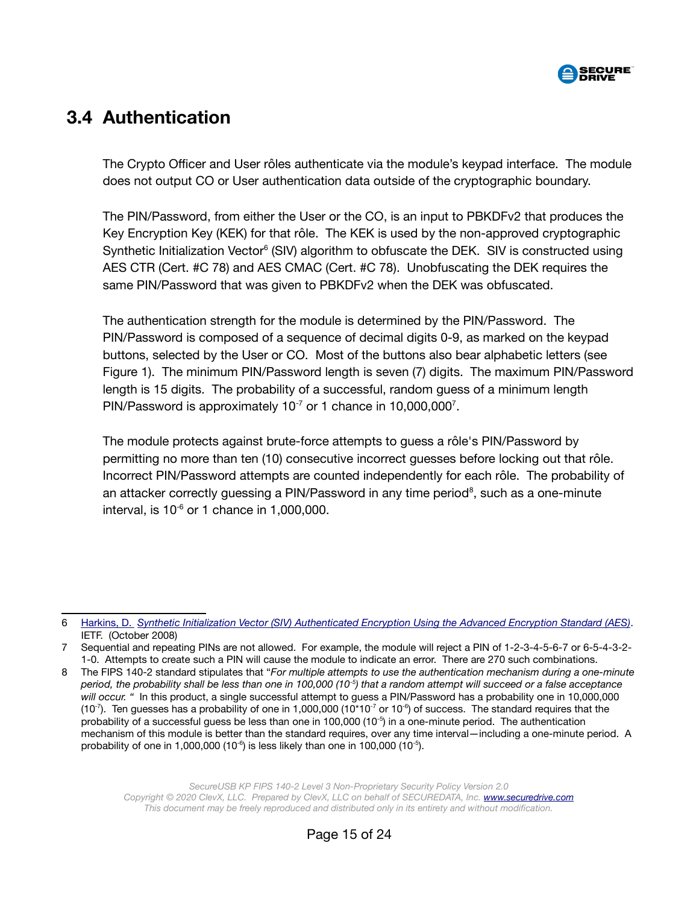## 3.4 Authentication

The Crypto Officer and User rôles authenticate via the module's keypad interface. The module does not output CO or User authentication data outside of the cryptographic boundary.

The PIN/Password, from either the User or the CO, is an input to PBKDFv2 that produces the Key Encryption Key (KEK) for that rôle. The KEK is used by the non-approved cryptographic Synthetic Initialization Vector[6] (SIV) algorithm to obfuscate the DEK. SIV is constructed using AES CTR (Cert. #C 78) and AES CMAC (Cert. #C 78). Unobfuscating the DEK requires the same PIN/Password that was given to PBKDFv2 when the DEK was obfuscated.

The authentication strength for the module is determined by the PIN/Password. The PIN/Password is composed of a sequence of decimal digits 0-9, as marked on the keypad buttons, selected by the User or CO. Most of the buttons also bear alphabetic letters (see Figure 1). The minimum PIN/Password length is seven (7) digits. The maximum PIN/Password length is 15 digits. The probability of a successful, random guess of a minimum length PIN/Password is approximately $10^{-7}$ or 1 chance in 10,000,000[7].

The module protects against brute-force attempts to guess a rôle's PIN/Password by permitting no more than ten (10) consecutive incorrect guesses before locking out that rôle. Incorrect PIN/Password attempts are counted independently for each rôle. The probability of an attacker correctly guessing a PIN/Password in any time period[8], such as a one-minute interval, is $10^{-6}$ or 1 chance in 1,000,000.

---

6 Harkins, D. *Synthetic Initialization Vector (SIV) Authenticated Encryption Using the Advanced Encryption Standard (AES)*. IETF. (October 2008)

7 Sequential and repeating PINs are not allowed. For example, the module will reject a PIN of 1-2-3-4-5-6-7 or 6-5-4-3-2-1-0. Attempts to create such a PIN will cause the module to indicate an error. There are 270 such combinations.

8 The FIPS 140-2 standard stipulates that "*For multiple attempts to use the authentication mechanism during a one-minute period, the probability shall be less than one in 100,000 ($10^{-5}$) that a random attempt will succeed or a false acceptance will occur.* " In this product, a single successful attempt to guess a PIN/Password has a probability one in 10,000,000 ($10^{-7}$). Ten guesses has a probability of one in 1,000,000 ($10 \times 10^{-7}$ or $10^{-6}$) of success. The standard requires that the probability of a successful guess be less than one in 100,000 ($10^{-5}$) in a one-minute period. The authentication mechanism of this module is better than the standard requires, over any time interval—including a one-minute period. A probability of one in 1,000,000 ($10^{-6}$) is less likely than one in 100,000 ($10^{-5}$).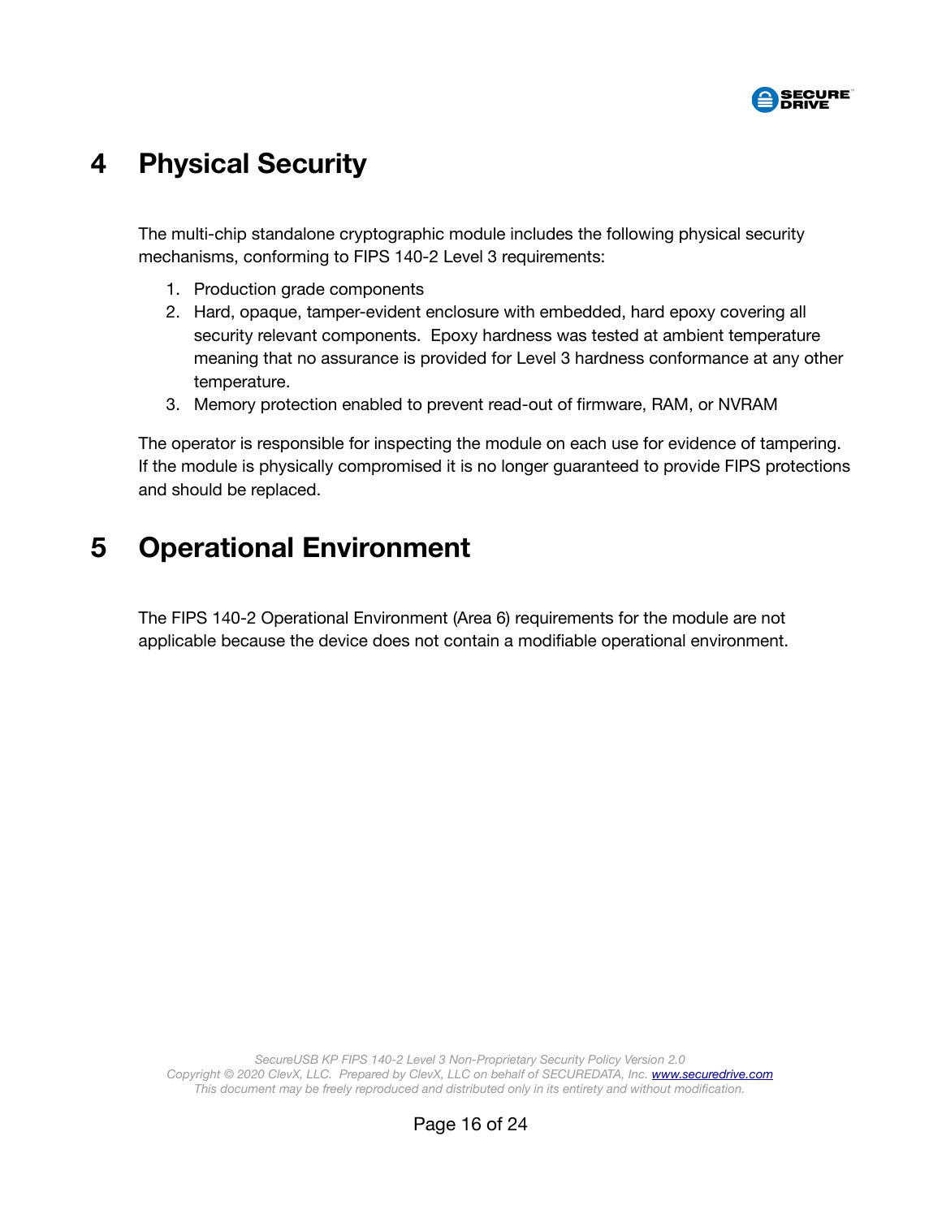# 4 Physical Security

The multi-chip standalone cryptographic module includes the following physical security mechanisms, conforming to FIPS 140-2 Level 3 requirements:

1. Production grade components
2. Hard, opaque, tamper-evident enclosure with embedded, hard epoxy covering all security relevant components. Epoxy hardness was tested at ambient temperature meaning that no assurance is provided for Level 3 hardness conformance at any other temperature.
3. Memory protection enabled to prevent read-out of firmware, RAM, or NVRAM

The operator is responsible for inspecting the module on each use for evidence of tampering. If the module is physically compromised it is no longer guaranteed to provide FIPS protections and should be replaced.

# 5 Operational Environment

The FIPS 140-2 Operational Environment (Area 6) requirements for the module are not applicable because the device does not contain a modifiable operational environment.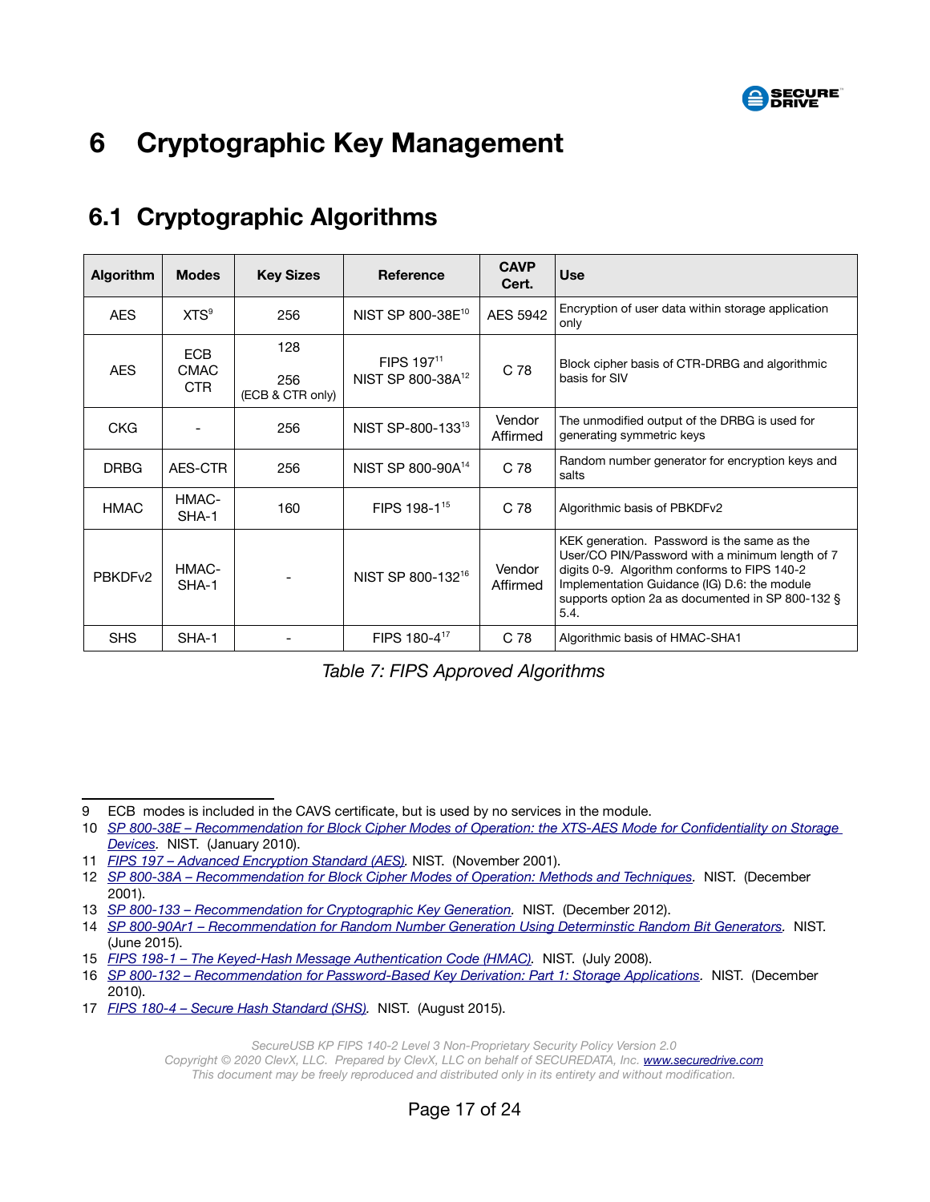# 6 Cryptographic Key Management

## 6.1 Cryptographic Algorithms

| Algorithm | Modes | Key Sizes | Reference | CAVP Cert. | Use |
|---|---|---|---|---|---|
| AES | XTS[9] | 256 | NIST SP 800-38E[10] | AES 5942 | Encryption of user data within storage application only |
| AES | ECB CMAC CTR | 128 256 (ECB & CTR only) | FIPS 197[11] NIST SP 800-38A[12] | C 78 | Block cipher basis of CTR-DRBG and algorithmic basis for SIV |
| CKG | - | 256 | NIST SP-800-133[13] | Vendor Affirmed | The unmodified output of the DRBG is used for generating symmetric keys |
| DRBG | AES-CTR | 256 | NIST SP 800-90A[14] | C 78 | Random number generator for encryption keys and salts |
| HMAC | HMAC-SHA-1 | 160 | FIPS 198-1[15] | C 78 | Algorithmic basis of PBKDFv2 |
| PBKDFv2 | HMAC-SHA-1 | - | NIST SP 800-132[16] | Vendor Affirmed | KEK generation. Password is the same as the User/CO PIN/Password with a minimum length of 7 digits 0-9. Algorithm conforms to FIPS 140-2 Implementation Guidance (IG) D.6: the module supports option 2a as documented in SP 800-132 § 5.4. |
| SHS | SHA-1 | - | FIPS 180-4[17] | C 78 | Algorithmic basis of HMAC-SHA1 |

*Table 7: FIPS Approved Algorithms*

---

9 ECB modes is included in the CAVS certificate, but is used by no services in the module.

10 *SP 800-38E – Recommendation for Block Cipher Modes of Operation: the XTS-AES Mode for Confidentiality on Storage Devices*. NIST. (January 2010).

11 *FIPS 197 – Advanced Encryption Standard (AES)*. NIST. (November 2001).

12 *SP 800-38A – Recommendation for Block Cipher Modes of Operation: Methods and Techniques*. NIST. (December 2001).

13 *SP 800-133 – Recommendation for Cryptographic Key Generation*. NIST. (December 2012).

14 *SP 800-90Ar1 – Recommendation for Random Number Generation Using Determinstic Random Bit Generators*. NIST. (June 2015).

15 *FIPS 198-1 – The Keyed-Hash Message Authentication Code (HMAC)*. NIST. (July 2008).

16 *SP 800-132 – Recommendation for Password-Based Key Derivation: Part 1: Storage Applications*. NIST. (December 2010).

17 *FIPS 180-4 – Secure Hash Standard (SHS)*. NIST. (August 2015).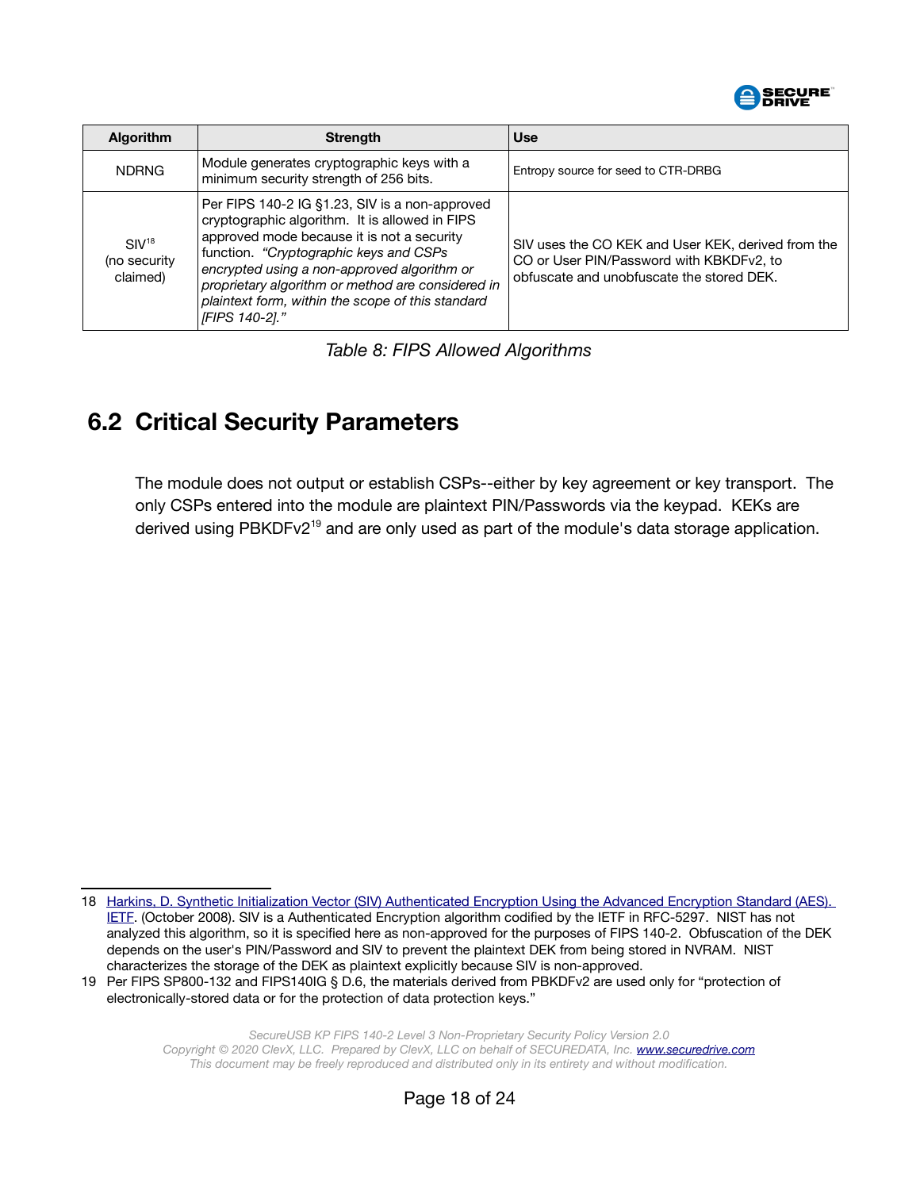| Algorithm | Strength | Use |
|---|---|---|
| NDRNG | Module generates cryptographic keys with a minimum security strength of 256 bits. | Entropy source for seed to CTR-DRBG |
| SIV[18] (no security claimed) | Per FIPS 140-2 IG §1.23, SIV is a non-approved cryptographic algorithm. It is allowed in FIPS approved mode because it is not a security function. *"Cryptographic keys and CSPs encrypted using a non-approved algorithm or proprietary algorithm or method are considered in plaintext form, within the scope of this standard [FIPS 140-2]."* | SIV uses the CO KEK and User KEK, derived from the CO or User PIN/Password with KBKDFv2, to obfuscate and unobfuscate the stored DEK. |

*Table 8: FIPS Allowed Algorithms*

## 6.2 Critical Security Parameters

The module does not output or establish CSPs--either by key agreement or key transport. The only CSPs entered into the module are plaintext PIN/Passwords via the keypad. KEKs are derived using PBKDFv2[19] and are only used as part of the module's data storage application.

---

18 Harkins, D. Synthetic Initialization Vector (SIV) Authenticated Encryption Using the Advanced Encryption Standard (AES). IETF. (October 2008). SIV is a Authenticated Encryption algorithm codified by the IETF in RFC-5297. NIST has not analyzed this algorithm, so it is specified here as non-approved for the purposes of FIPS 140-2. Obfuscation of the DEK depends on the user's PIN/Password and SIV to prevent the plaintext DEK from being stored in NVRAM. NIST characterizes the storage of the DEK as plaintext explicitly because SIV is non-approved.

19 Per FIPS SP800-132 and FIPS140IG § D.6, the materials derived from PBKDFv2 are used only for "protection of electronically-stored data or for the protection of data protection keys."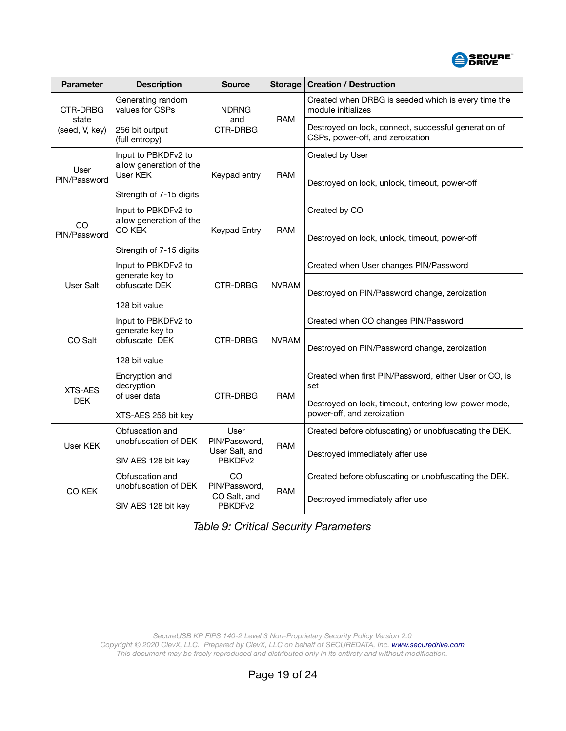| Parameter | Description | Source | Storage | Creation / Destruction |
|---|---|---|---|---|
| CTR-DRBG state (seed, V, key) | Generating random values for CSPs<br><br>256 bit output (full entropy) | NDRNG and CTR-DRBG | RAM | Created when DRBG is seeded which is every time the module initializes<br><br>Destroyed on lock, connect, successful generation of CSPs, power-off, and zeroization |
| User PIN/Password | Input to PBKDFv2 to allow generation of the User KEK<br><br>Strength of 7-15 digits | Keypad entry | RAM | Created by User<br><br>Destroyed on lock, unlock, timeout, power-off |
| CO PIN/Password | Input to PBKDFv2 to allow generation of the CO KEK<br><br>Strength of 7-15 digits | Keypad Entry | RAM | Created by CO<br><br>Destroyed on lock, unlock, timeout, power-off |
| User Salt | Input to PBKDFv2 to generate key to obfuscate DEK<br><br>128 bit value | CTR-DRBG | NVRAM | Created when User changes PIN/Password<br><br>Destroyed on PIN/Password change, zeroization |
| CO Salt | Input to PBKDFv2 to generate key to obfuscate DEK<br><br>128 bit value | CTR-DRBG | NVRAM | Created when CO changes PIN/Password<br><br>Destroyed on PIN/Password change, zeroization |
| XTS-AES DEK | Encryption and decryption of user data<br><br>XTS-AES 256 bit key | CTR-DRBG | RAM | Created when first PIN/Password, either User or CO, is set<br><br>Destroyed on lock, timeout, entering low-power mode, power-off, and zeroization |
| User KEK | Obfuscation and unobfuscation of DEK<br><br>SIV AES 128 bit key | User PIN/Password, User Salt, and PBKDFv2 | RAM | Created before obfuscating) or unobfuscating the DEK.<br><br>Destroyed immediately after use |
| CO KEK | Obfuscation and unobfuscation of DEK<br><br>SIV AES 128 bit key | CO PIN/Password, CO Salt, and PBKDFv2 | RAM | Created before obfuscating or unobfuscating the DEK.<br><br>Destroyed immediately after use |

*Table 9: Critical Security Parameters*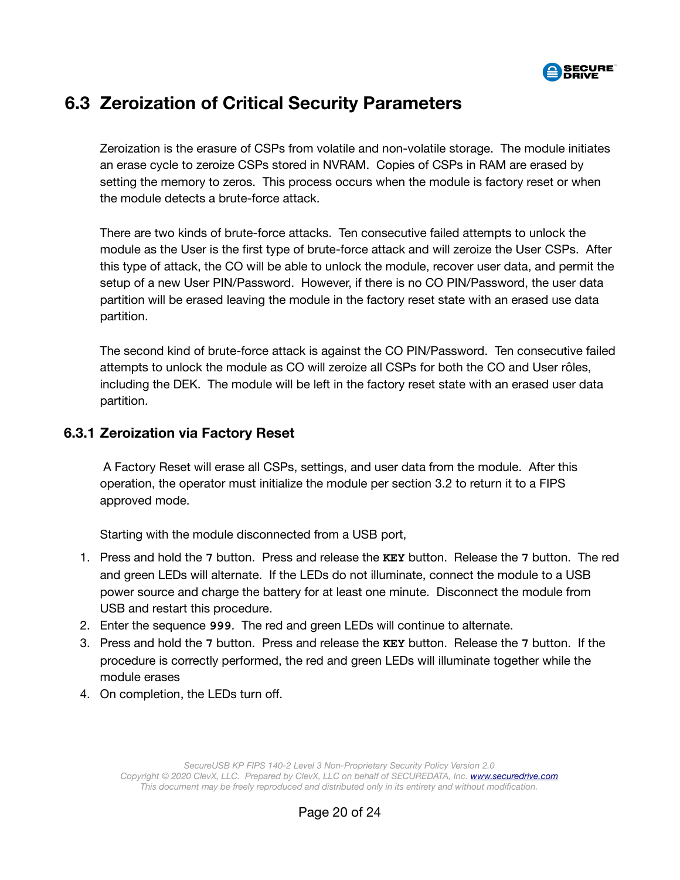## 6.3 Zeroization of Critical Security Parameters

Zeroization is the erasure of CSPs from volatile and non-volatile storage. The module initiates an erase cycle to zeroize CSPs stored in NVRAM. Copies of CSPs in RAM are erased by setting the memory to zeros. This process occurs when the module is factory reset or when the module detects a brute-force attack.

There are two kinds of brute-force attacks. Ten consecutive failed attempts to unlock the module as the User is the first type of brute-force attack and will zeroize the User CSPs. After this type of attack, the CO will be able to unlock the module, recover user data, and permit the setup of a new User PIN/Password. However, if there is no CO PIN/Password, the user data partition will be erased leaving the module in the factory reset state with an erased use data partition.

The second kind of brute-force attack is against the CO PIN/Password. Ten consecutive failed attempts to unlock the module as CO will zeroize all CSPs for both the CO and User rôles, including the DEK. The module will be left in the factory reset state with an erased user data partition.

### 6.3.1 Zeroization via Factory Reset

A Factory Reset will erase all CSPs, settings, and user data from the module. After this operation, the operator must initialize the module per section 3.2 to return it to a FIPS approved mode.

Starting with the module disconnected from a USB port,

1. Press and hold the `7` button. Press and release the **`KEY`** button. Release the `7` button. The red and green LEDs will alternate. If the LEDs do not illuminate, connect the module to a USB power source and charge the battery for at least one minute. Disconnect the module from USB and restart this procedure.
2. Enter the sequence **`999`**. The red and green LEDs will continue to alternate.
3. Press and hold the `7` button. Press and release the **`KEY`** button. Release the `7` button. If the procedure is correctly performed, the red and green LEDs will illuminate together while the module erases
4. On completion, the LEDs turn off.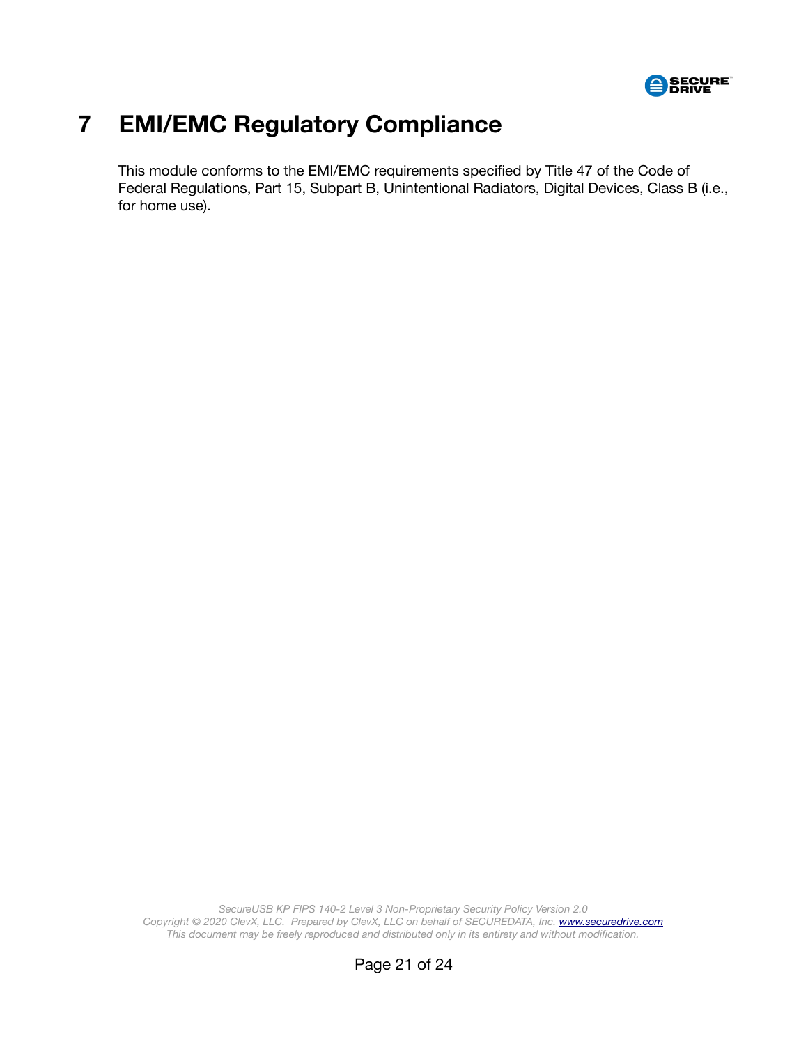# 7 EMI/EMC Regulatory Compliance

This module conforms to the EMI/EMC requirements specified by Title 47 of the Code of Federal Regulations, Part 15, Subpart B, Unintentional Radiators, Digital Devices, Class B (i.e., for home use).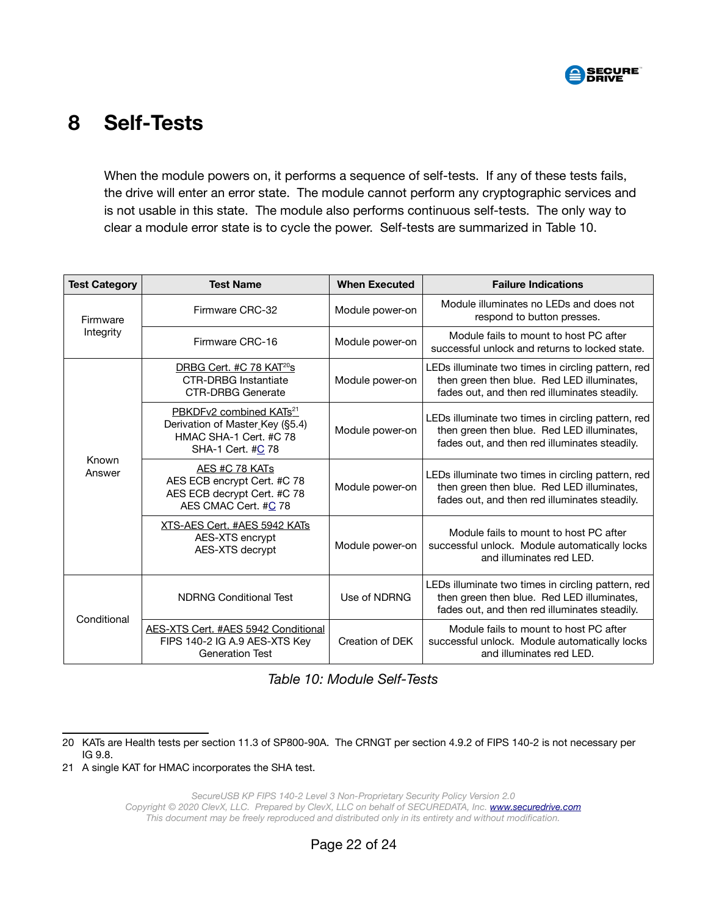# 8 Self-Tests

When the module powers on, it performs a sequence of self-tests. If any of these tests fails, the drive will enter an error state. The module cannot perform any cryptographic services and is not usable in this state. The module also performs continuous self-tests. The only way to clear a module error state is to cycle the power. Self-tests are summarized in Table 10.

| Test Category | Test Name | When Executed | Failure Indications |
|---|---|---|---|
| Firmware Integrity | Firmware CRC-32 | Module power-on | Module illuminates no LEDs and does not respond to button presses. |
| | Firmware CRC-16 | Module power-on | Module fails to mount to host PC after successful unlock and returns to locked state. |
| Known Answer | DRBG Cert. #C 78 KAT[20]s<br>CTR-DRBG Instantiate<br>CTR-DRBG Generate | Module power-on | LEDs illuminate two times in circling pattern, red then green then blue. Red LED illuminates, fades out, and then red illuminates steadily. |
| | PBKDFv2 combined KATs[21]<br>Derivation of Master Key (§5.4)<br>HMAC SHA-1 Cert. #C 78<br>SHA-1 Cert. #C 78 | Module power-on | LEDs illuminate two times in circling pattern, red then green then blue. Red LED illuminates, fades out, and then red illuminates steadily. |
| | AES #C 78 KATs<br>AES ECB encrypt Cert. #C 78<br>AES ECB decrypt Cert. #C 78<br>AES CMAC Cert. #C 78 | Module power-on | LEDs illuminate two times in circling pattern, red then green then blue. Red LED illuminates, fades out, and then red illuminates steadily. |
| | XTS-AES Cert. #AES 5942 KATs<br>AES-XTS encrypt<br>AES-XTS decrypt | Module power-on | Module fails to mount to host PC after successful unlock. Module automatically locks and illuminates red LED. |
| Conditional | NDRNG Conditional Test | Use of NDRNG | LEDs illuminate two times in circling pattern, red then green then blue. Red LED illuminates, fades out, and then red illuminates steadily. |
| | AES-XTS Cert. #AES 5942 Conditional<br>FIPS 140-2 IG A.9 AES-XTS Key Generation Test | Creation of DEK | Module fails to mount to host PC after successful unlock. Module automatically locks and illuminates red LED. |

*Table 10: Module Self-Tests*

20 KATs are Health tests per section 11.3 of SP800-90A. The CRNGT per section 4.9.2 of FIPS 140-2 is not necessary per IG 9.8.

21 A single KAT for HMAC incorporates the SHA test.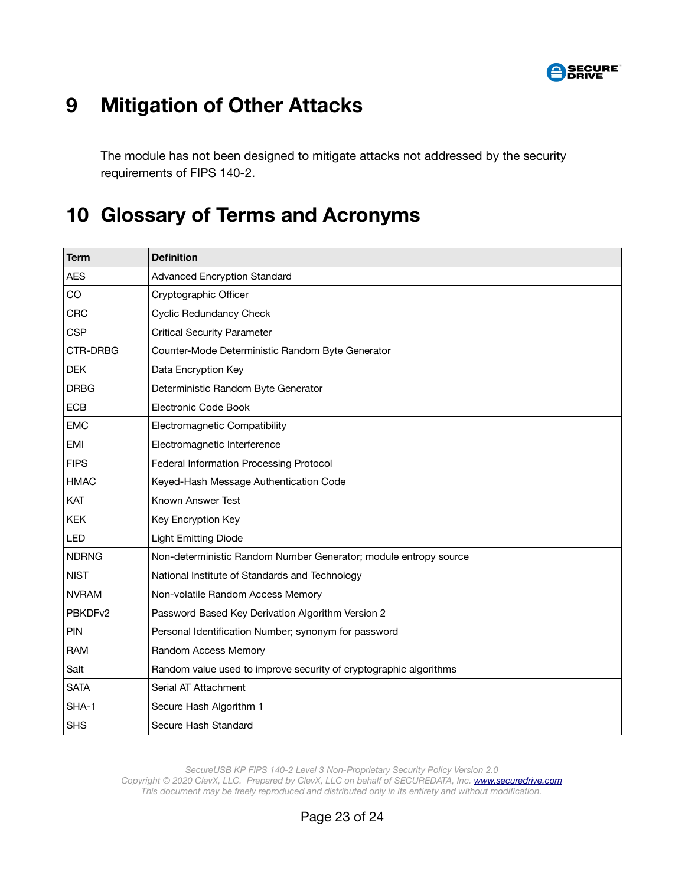# 9 Mitigation of Other Attacks

The module has not been designed to mitigate attacks not addressed by the security requirements of FIPS 140-2.

# 10 Glossary of Terms and Acronyms

| Term | Definition |
|---|---|
| AES | Advanced Encryption Standard |
| CO | Cryptographic Officer |
| CRC | Cyclic Redundancy Check |
| CSP | Critical Security Parameter |
| CTR-DRBG | Counter-Mode Deterministic Random Byte Generator |
| DEK | Data Encryption Key |
| DRBG | Deterministic Random Byte Generator |
| ECB | Electronic Code Book |
| EMC | Electromagnetic Compatibility |
| EMI | Electromagnetic Interference |
| FIPS | Federal Information Processing Protocol |
| HMAC | Keyed-Hash Message Authentication Code |
| KAT | Known Answer Test |
| KEK | Key Encryption Key |
| LED | Light Emitting Diode |
| NDRNG | Non-deterministic Random Number Generator; module entropy source |
| NIST | National Institute of Standards and Technology |
| NVRAM | Non-volatile Random Access Memory |
| PBKDFv2 | Password Based Key Derivation Algorithm Version 2 |
| PIN | Personal Identification Number; synonym for password |
| RAM | Random Access Memory |
| Salt | Random value used to improve security of cryptographic algorithms |
| SATA | Serial AT Attachment |
| SHA-1 | Secure Hash Algorithm 1 |
| SHS | Secure Hash Standard |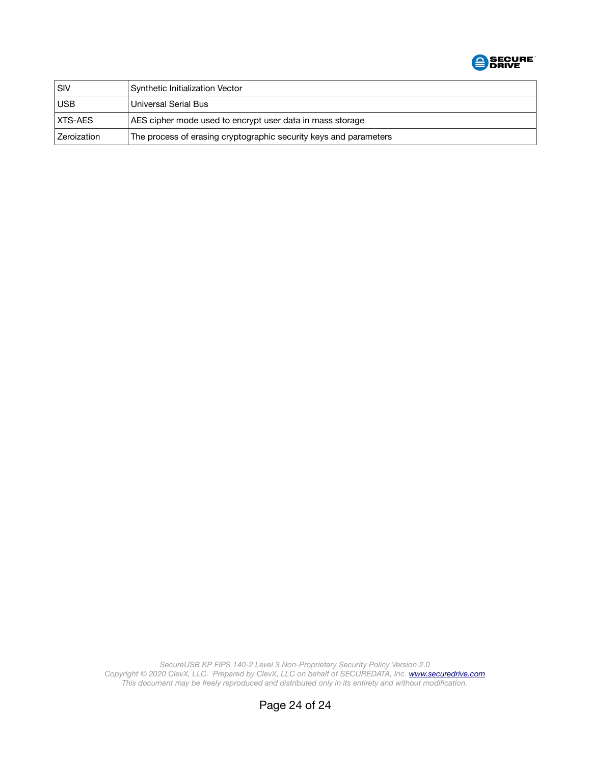| | |
|---|---|
| SIV | Synthetic Initialization Vector |
| USB | Universal Serial Bus |
| XTS-AES | AES cipher mode used to encrypt user data in mass storage |
| Zeroization | The process of erasing cryptographic security keys and parameters |